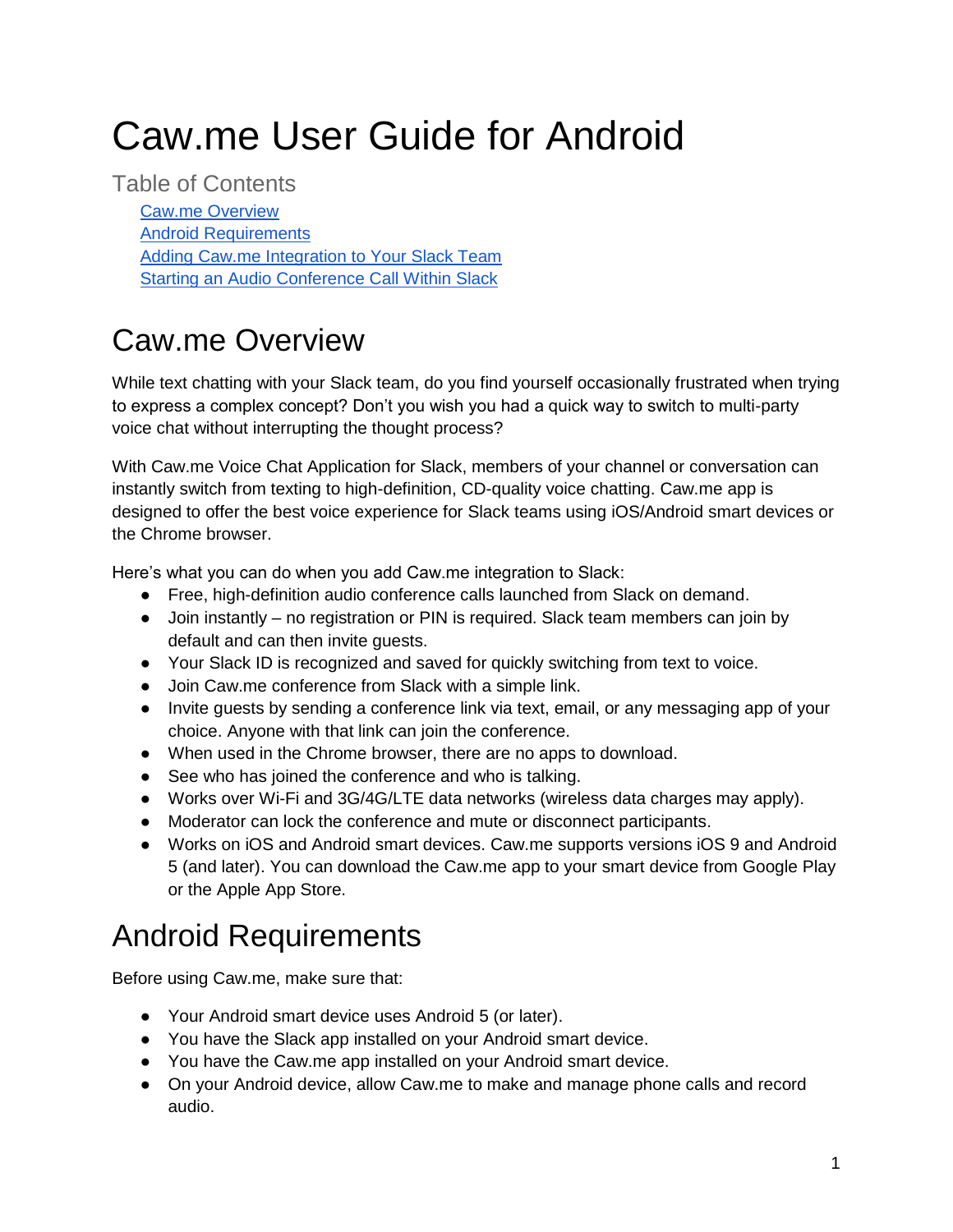# Caw.me User Guide for Android

Table of Contents

- [Caw.me Overview](#cawme-overview)
- [Android Requirements](#android-requirements)
- [Adding Caw.me Integration to Your Slack Team](#adding-cawme-integration-to-your-slack-team)
- [Starting an Audio Conference Call Within Slack](#starting-an-audio-conference-call-within-slack)

## Caw.me Overview

While text chatting with your Slack team, do you find yourself occasionally frustrated when trying to express a complex concept? Don't you wish you had a quick way to switch to multi-party voice chat without interrupting the thought process?

With Caw.me Voice Chat Application for Slack, members of your channel or conversation can instantly switch from texting to high-definition, CD-quality voice chatting. Caw.me app is designed to offer the best voice experience for Slack teams using iOS/Android smart devices or the Chrome browser.

Here's what you can do when you add Caw.me integration to Slack:

- Free, high-definition audio conference calls launched from Slack on demand.
- Join instantly – no registration or PIN is required. Slack team members can join by default and can then invite guests.
- Your Slack ID is recognized and saved for quickly switching from text to voice.
- Join Caw.me conference from Slack with a simple link.
- Invite guests by sending a conference link via text, email, or any messaging app of your choice. Anyone with that link can join the conference.
- When used in the Chrome browser, there are no apps to download.
- See who has joined the conference and who is talking.
- Works over Wi-Fi and 3G/4G/LTE data networks (wireless data charges may apply).
- Moderator can lock the conference and mute or disconnect participants.
- Works on iOS and Android smart devices. Caw.me supports versions iOS 9 and Android 5 (and later). You can download the Caw.me app to your smart device from Google Play or the Apple App Store.

## Android Requirements

Before using Caw.me, make sure that:

- Your Android smart device uses Android 5 (or later).
- You have the Slack app installed on your Android smart device.
- You have the Caw.me app installed on your Android smart device.
- On your Android device, allow Caw.me to make and manage phone calls and record audio.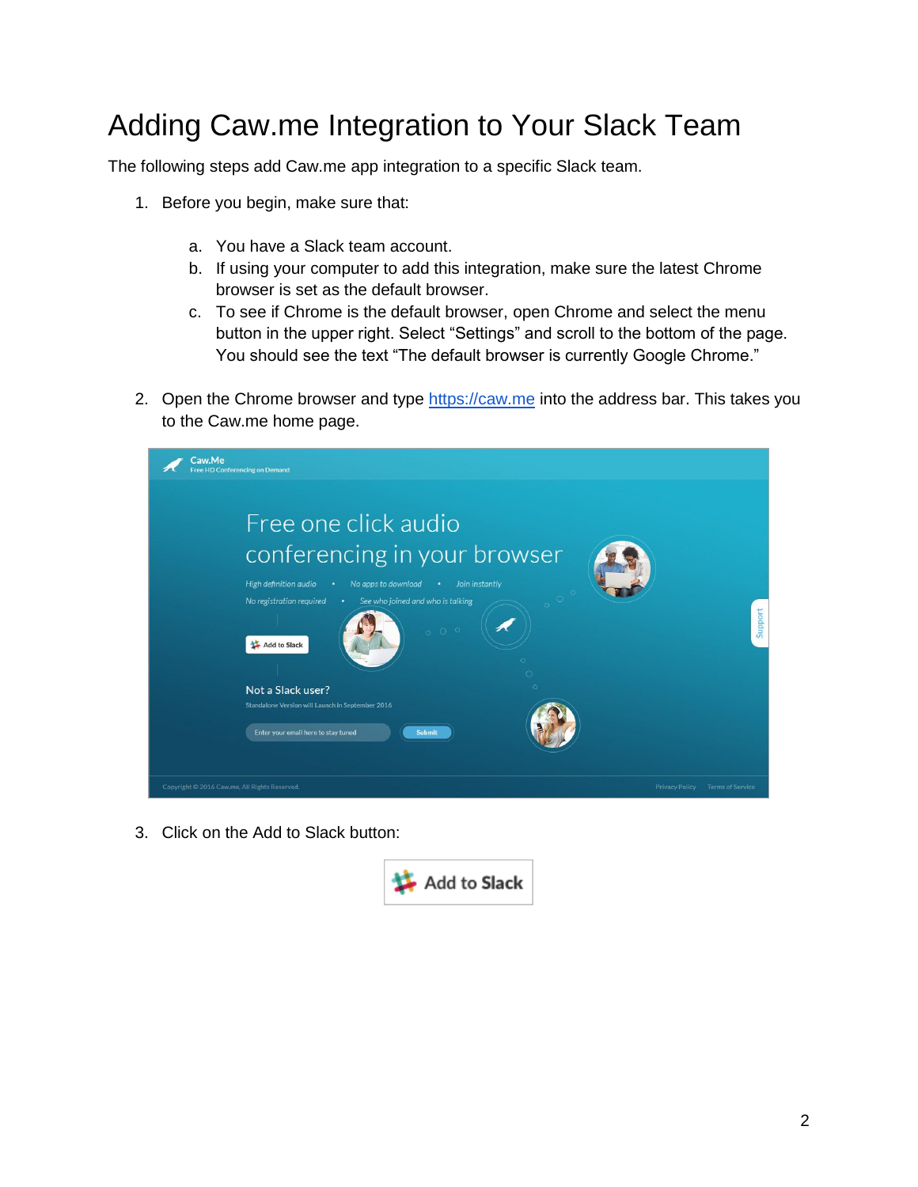# Adding Caw.me Integration to Your Slack Team

The following steps add Caw.me app integration to a specific Slack team.

1. Before you begin, make sure that:

    a. You have a Slack team account.
    b. If using your computer to add this integration, make sure the latest Chrome browser is set as the default browser.
    c. To see if Chrome is the default browser, open Chrome and select the menu button in the upper right. Select “Settings” and scroll to the bottom of the page. You should see the text “The default browser is currently Google Chrome.”

2. Open the Chrome browser and type [https://caw.me](https://caw.me) into the address bar. This takes you to the Caw.me home page.

3. Click on the Add to Slack button: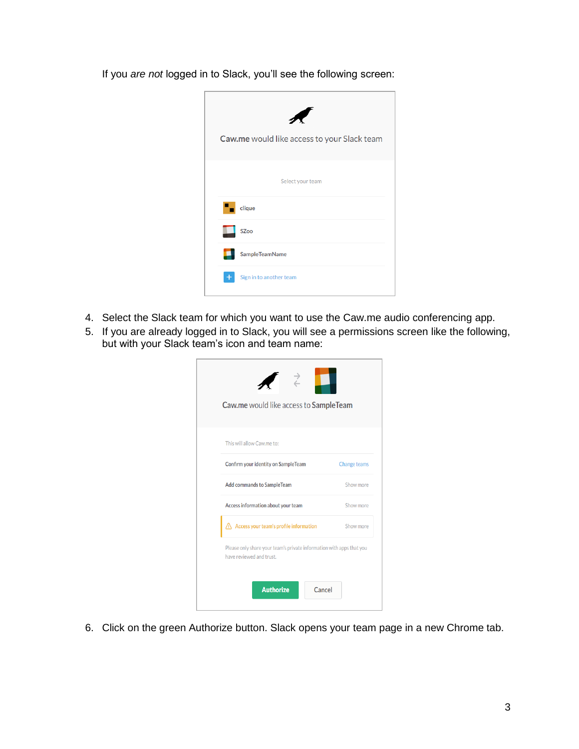If you *are not* logged in to Slack, you'll see the following screen:

Caw.me would like access to your Slack team

Select your team

clique

SZoo

SampleTeamName

Sign in to another team

4. Select the Slack team for which you want to use the Caw.me audio conferencing app.
5. If you are already logged in to Slack, you will see a permissions screen like the following, but with your Slack team's icon and team name:

Caw.me would like access to SampleTeam

This will allow Caw.me to:

Confirm your identity on SampleTeam — Change teams

Add commands to SampleTeam — Show more

Access information about your team — Show more

Access your team's profile information — Show more

Please only share your team's private information with apps that you have reviewed and trust.

Authorize | Cancel

6. Click on the green Authorize button. Slack opens your team page in a new Chrome tab.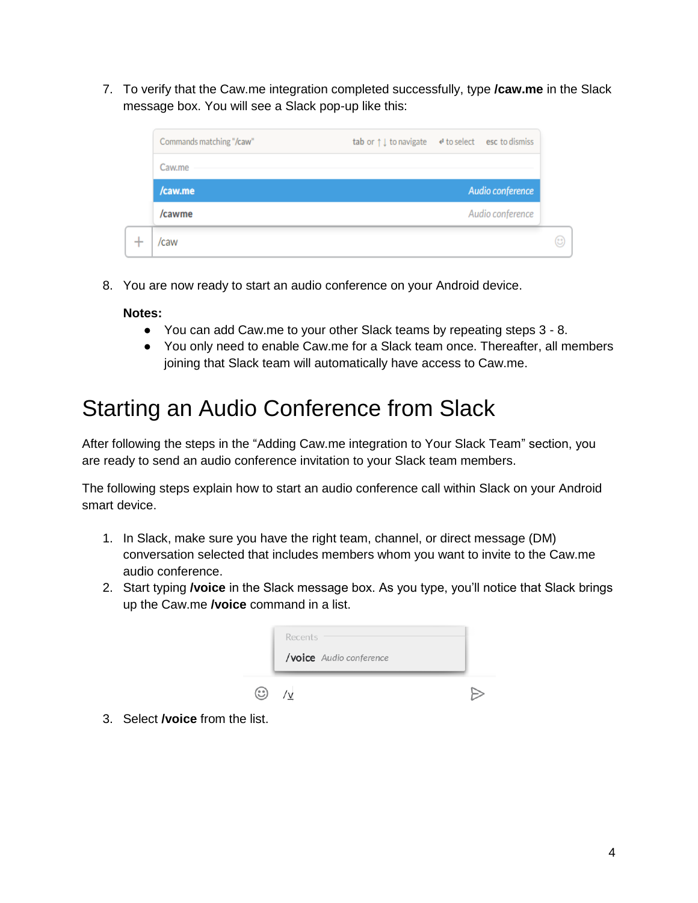7. To verify that the Caw.me integration completed successfully, type **/caw.me** in the Slack message box. You will see a Slack pop-up like this:

8. You are now ready to start an audio conference on your Android device.

   **Notes:**
   - You can add Caw.me to your other Slack teams by repeating steps 3 - 8.
   - You only need to enable Caw.me for a Slack team once. Thereafter, all members joining that Slack team will automatically have access to Caw.me.

# Starting an Audio Conference from Slack

After following the steps in the "Adding Caw.me integration to Your Slack Team" section, you are ready to send an audio conference invitation to your Slack team members.

The following steps explain how to start an audio conference call within Slack on your Android smart device.

1. In Slack, make sure you have the right team, channel, or direct message (DM) conversation selected that includes members whom you want to invite to the Caw.me audio conference.
2. Start typing **/voice** in the Slack message box. As you type, you'll notice that Slack brings up the Caw.me **/voice** command in a list.
3. Select **/voice** from the list.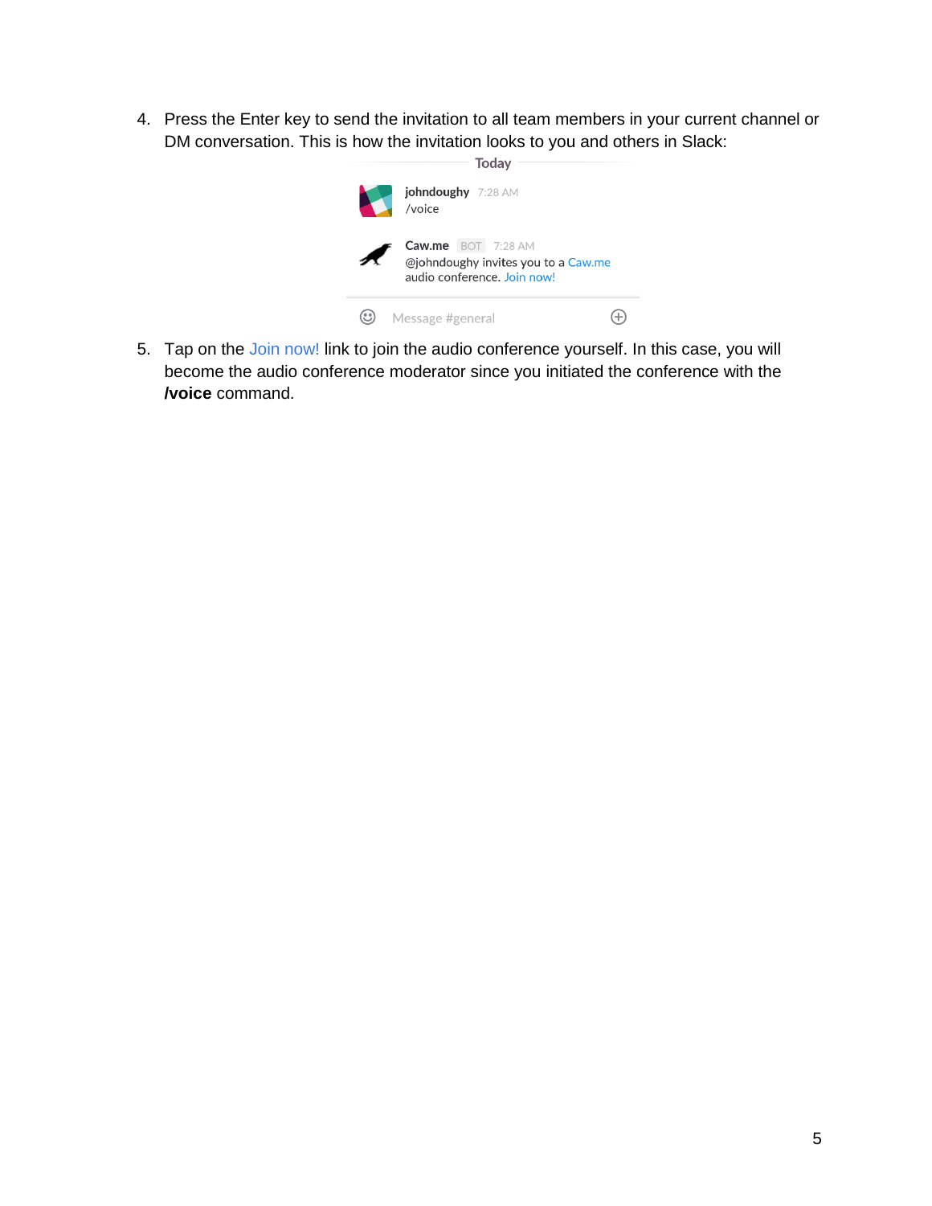4. Press the Enter key to send the invitation to all team members in your current channel or DM conversation. This is how the invitation looks to you and others in Slack:

5. Tap on the Join now! link to join the audio conference yourself. In this case, you will become the audio conference moderator since you initiated the conference with the **/voice** command.